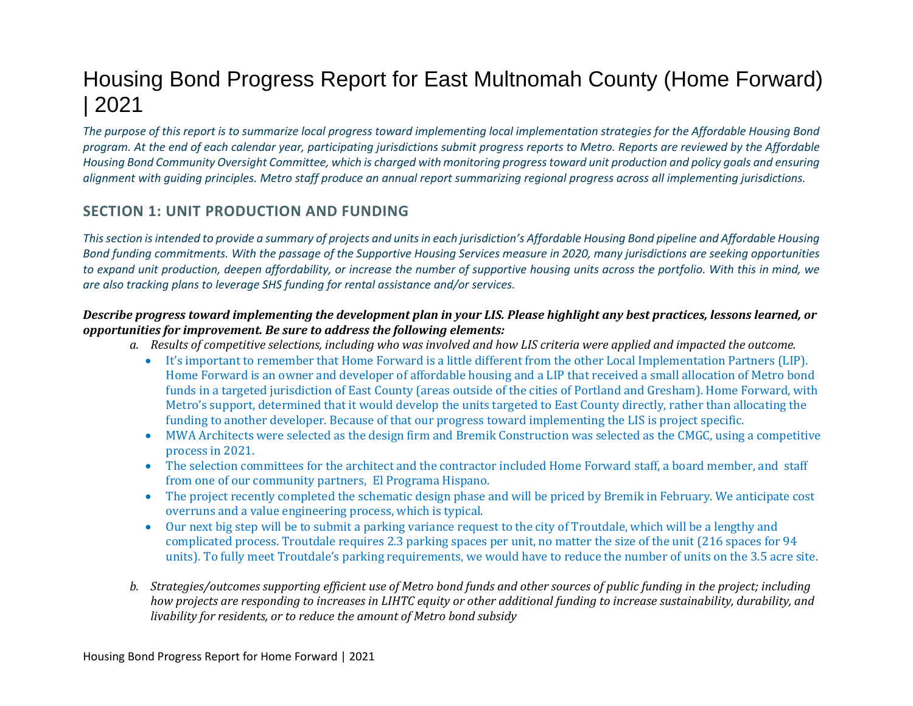# Housing Bond Progress Report for East Multnomah County (Home Forward) | 2021

*The purpose of this report is to summarize local progress toward implementing local implementation strategies for the Affordable Housing Bond program. At the end of each calendar year, participating jurisdictions submit progress reports to Metro. Reports are reviewed by the Affordable Housing Bond Community Oversight Committee, which is charged with monitoring progress toward unit production and policy goals and ensuring alignment with guiding principles. Metro staff produce an annual report summarizing regional progress across all implementing jurisdictions.*

## SECTION 1: UNIT PRODUCTION AND FUNDING

*This section is intended to provide a summary of projects and units in each jurisdiction's Affordable Housing Bond pipeline and Affordable Housing Bond funding commitments. With the passage of the Supportive Housing Services measure in 2020, many jurisdictions are seeking opportunities to expand unit production, deepen affordability, or increase the number of supportive housing units across the portfolio. With this in mind, we are also tracking plans to leverage SHS funding for rental assistance and/or services.*

***Describe progress toward implementing the development plan in your LIS. Please highlight any best practices, lessons learned, or opportunities for improvement. Be sure to address the following elements:***

a. *Results of competitive selections, including who was involved and how LIS criteria were applied and impacted the outcome.*
   - It's important to remember that Home Forward is a little different from the other Local Implementation Partners (LIP). Home Forward is an owner and developer of affordable housing and a LIP that received a small allocation of Metro bond funds in a targeted jurisdiction of East County (areas outside of the cities of Portland and Gresham). Home Forward, with Metro's support, determined that it would develop the units targeted to East County directly, rather than allocating the funding to another developer. Because of that our progress toward implementing the LIS is project specific.
   - MWA Architects were selected as the design firm and Bremik Construction was selected as the CMGC, using a competitive process in 2021.
   - The selection committees for the architect and the contractor included Home Forward staff, a board member, and staff from one of our community partners, El Programa Hispano.
   - The project recently completed the schematic design phase and will be priced by Bremik in February. We anticipate cost overruns and a value engineering process, which is typical.
   - Our next big step will be to submit a parking variance request to the city of Troutdale, which will be a lengthy and complicated process. Troutdale requires 2.3 parking spaces per unit, no matter the size of the unit (216 spaces for 94 units). To fully meet Troutdale's parking requirements, we would have to reduce the number of units on the 3.5 acre site.

b. *Strategies/outcomes supporting efficient use of Metro bond funds and other sources of public funding in the project; including how projects are responding to increases in LIHTC equity or other additional funding to increase sustainability, durability, and livability for residents, or to reduce the amount of Metro bond subsidy*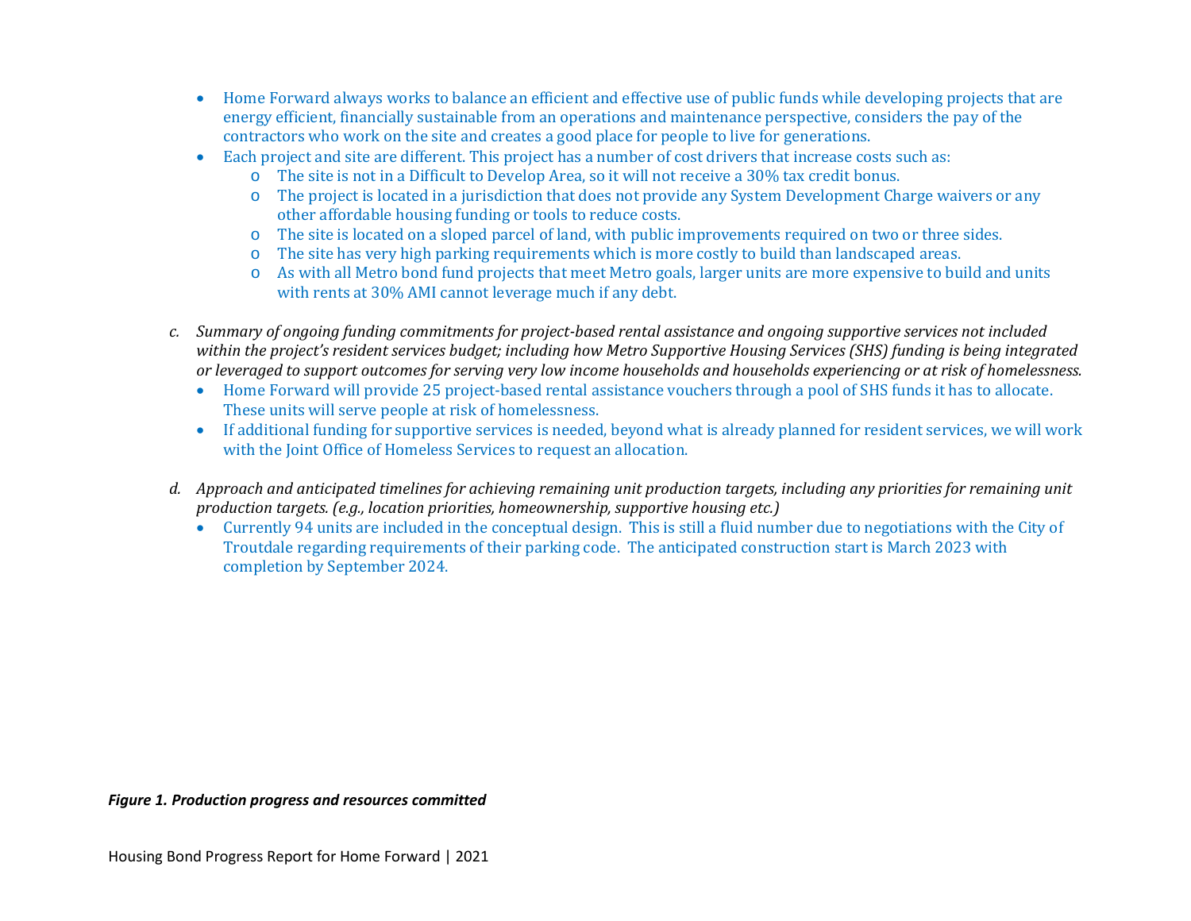- Home Forward always works to balance an efficient and effective use of public funds while developing projects that are energy efficient, financially sustainable from an operations and maintenance perspective, considers the pay of the contractors who work on the site and creates a good place for people to live for generations.
- Each project and site are different. This project has a number of cost drivers that increase costs such as:
    - The site is not in a Difficult to Develop Area, so it will not receive a 30% tax credit bonus.
    - The project is located in a jurisdiction that does not provide any System Development Charge waivers or any other affordable housing funding or tools to reduce costs.
    - The site is located on a sloped parcel of land, with public improvements required on two or three sides.
    - The site has very high parking requirements which is more costly to build than landscaped areas.
    - As with all Metro bond fund projects that meet Metro goals, larger units are more expensive to build and units with rents at 30% AMI cannot leverage much if any debt.

c. *Summary of ongoing funding commitments for project-based rental assistance and ongoing supportive services not included within the project's resident services budget; including how Metro Supportive Housing Services (SHS) funding is being integrated or leveraged to support outcomes for serving very low income households and households experiencing or at risk of homelessness.*

- Home Forward will provide 25 project-based rental assistance vouchers through a pool of SHS funds it has to allocate. These units will serve people at risk of homelessness.
- If additional funding for supportive services is needed, beyond what is already planned for resident services, we will work with the Joint Office of Homeless Services to request an allocation.

d. *Approach and anticipated timelines for achieving remaining unit production targets, including any priorities for remaining unit production targets. (e.g., location priorities, homeownership, supportive housing etc.)*

- Currently 94 units are included in the conceptual design. This is still a fluid number due to negotiations with the City of Troutdale regarding requirements of their parking code. The anticipated construction start is March 2023 with completion by September 2024.

***Figure 1. Production progress and resources committed***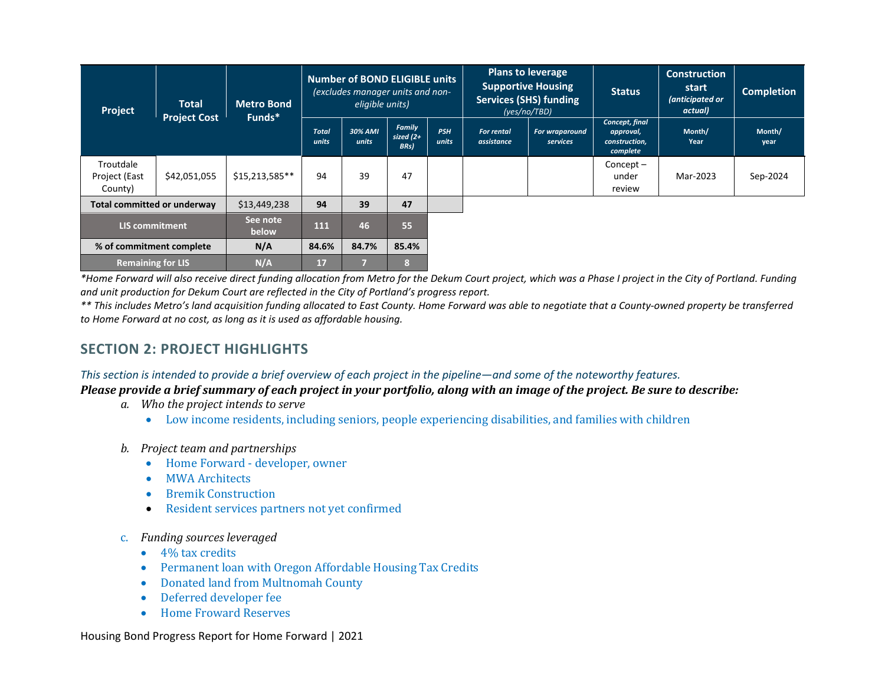| Project | Total Project Cost | Metro Bond Funds* | Number of BOND ELIGIBLE units *(excludes manager units and non-eligible units)* | | | | Plans to leverage Supportive Housing Services (SHS) funding *(yes/no/TBD)* | | Status | Construction start *(anticipated or actual)* | Completion |
|---|---|---|---|---|---|---|---|---|---|---|---|
| | | | *Total units* | *30% AMI units* | *Family sized (2+ BRs)* | *PSH units* | *For rental assistance* | *For wraparound services* | *Concept, final approval, construction, complete* | Month/ Year | Month/ year |
| Troutdale Project (East County) | $42,051,055 | $15,213,585** | 94 | 39 | 47 | | | | Concept – under review | Mar-2023 | Sep-2024 |
| **Total committed or underway** | | $13,449,238 | **94** | **39** | **47** | | | | | | |
| **LIS commitment** | | **See note below** | **111** | **46** | **55** | | | | | | |
| **% of commitment complete** | | **N/A** | **84.6%** | **84.7%** | **85.4%** | | | | | | |
| **Remaining for LIS** | | **N/A** | **17** | **7** | **8** | | | | | | |

*\*Home Forward will also receive direct funding allocation from Metro for the Dekum Court project, which was a Phase I project in the City of Portland. Funding and unit production for Dekum Court are reflected in the City of Portland's progress report.*

*\*\* This includes Metro's land acquisition funding allocated to East County. Home Forward was able to negotiate that a County-owned property be transferred to Home Forward at no cost, as long as it is used as affordable housing.*

## SECTION 2: PROJECT HIGHLIGHTS

*This section is intended to provide a brief overview of each project in the pipeline—and some of the noteworthy features.*

***Please provide a brief summary of each project in your portfolio, along with an image of the project. Be sure to describe:***

a. *Who the project intends to serve*
   - Low income residents, including seniors, people experiencing disabilities, and families with children

b. *Project team and partnerships*
   - Home Forward - developer, owner
   - MWA Architects
   - Bremik Construction
   - Resident services partners not yet confirmed

c. *Funding sources leveraged*
   - 4% tax credits
   - Permanent loan with Oregon Affordable Housing Tax Credits
   - Donated land from Multnomah County
   - Deferred developer fee
   - Home Froward Reserves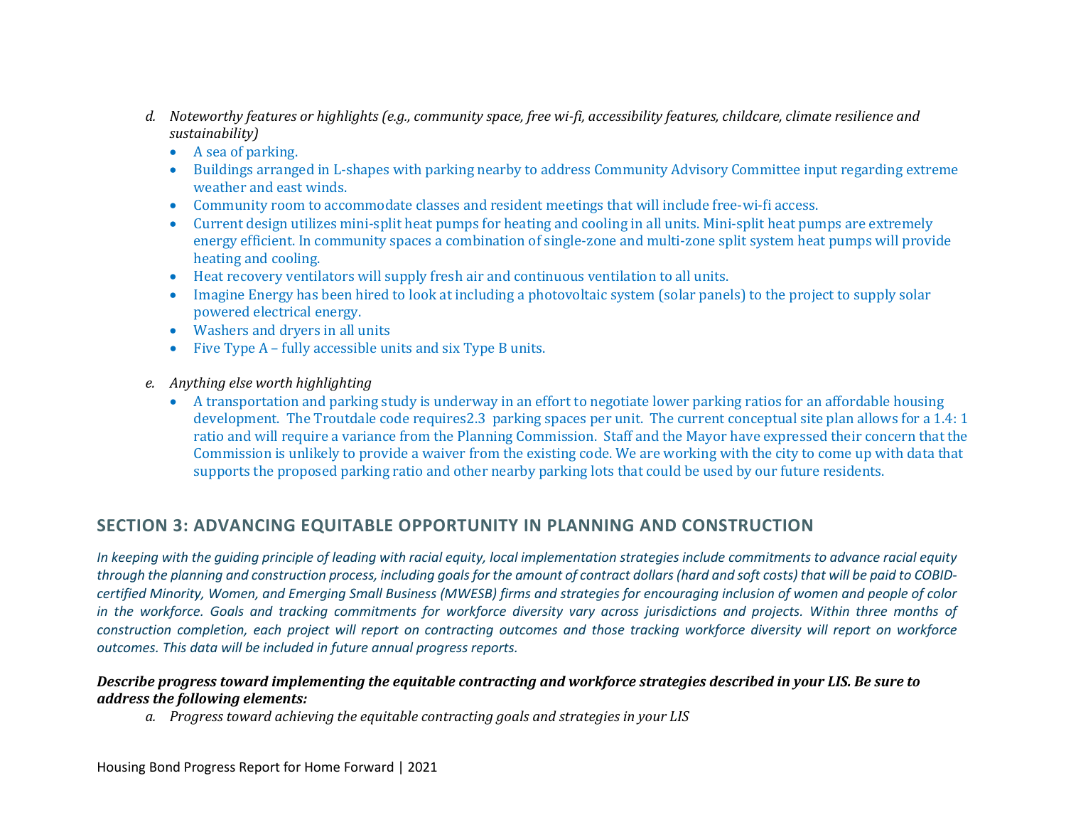d. *Noteworthy features or highlights (e.g., community space, free wi-fi, accessibility features, childcare, climate resilience and sustainability)*
   - A sea of parking.
   - Buildings arranged in L-shapes with parking nearby to address Community Advisory Committee input regarding extreme weather and east winds.
   - Community room to accommodate classes and resident meetings that will include free-wi-fi access.
   - Current design utilizes mini-split heat pumps for heating and cooling in all units. Mini-split heat pumps are extremely energy efficient. In community spaces a combination of single-zone and multi-zone split system heat pumps will provide heating and cooling.
   - Heat recovery ventilators will supply fresh air and continuous ventilation to all units.
   - Imagine Energy has been hired to look at including a photovoltaic system (solar panels) to the project to supply solar powered electrical energy.
   - Washers and dryers in all units
   - Five Type A – fully accessible units and six Type B units.

e. *Anything else worth highlighting*
   - A transportation and parking study is underway in an effort to negotiate lower parking ratios for an affordable housing development. The Troutdale code requires2.3 parking spaces per unit. The current conceptual site plan allows for a 1.4: 1 ratio and will require a variance from the Planning Commission. Staff and the Mayor have expressed their concern that the Commission is unlikely to provide a waiver from the existing code. We are working with the city to come up with data that supports the proposed parking ratio and other nearby parking lots that could be used by our future residents.

## SECTION 3: ADVANCING EQUITABLE OPPORTUNITY IN PLANNING AND CONSTRUCTION

*In keeping with the guiding principle of leading with racial equity, local implementation strategies include commitments to advance racial equity through the planning and construction process, including goals for the amount of contract dollars (hard and soft costs) that will be paid to COBID-certified Minority, Women, and Emerging Small Business (MWESB) firms and strategies for encouraging inclusion of women and people of color in the workforce. Goals and tracking commitments for workforce diversity vary across jurisdictions and projects. Within three months of construction completion, each project will report on contracting outcomes and those tracking workforce diversity will report on workforce outcomes. This data will be included in future annual progress reports.*

***Describe progress toward implementing the equitable contracting and workforce strategies described in your LIS. Be sure to address the following elements:***

a. *Progress toward achieving the equitable contracting goals and strategies in your LIS*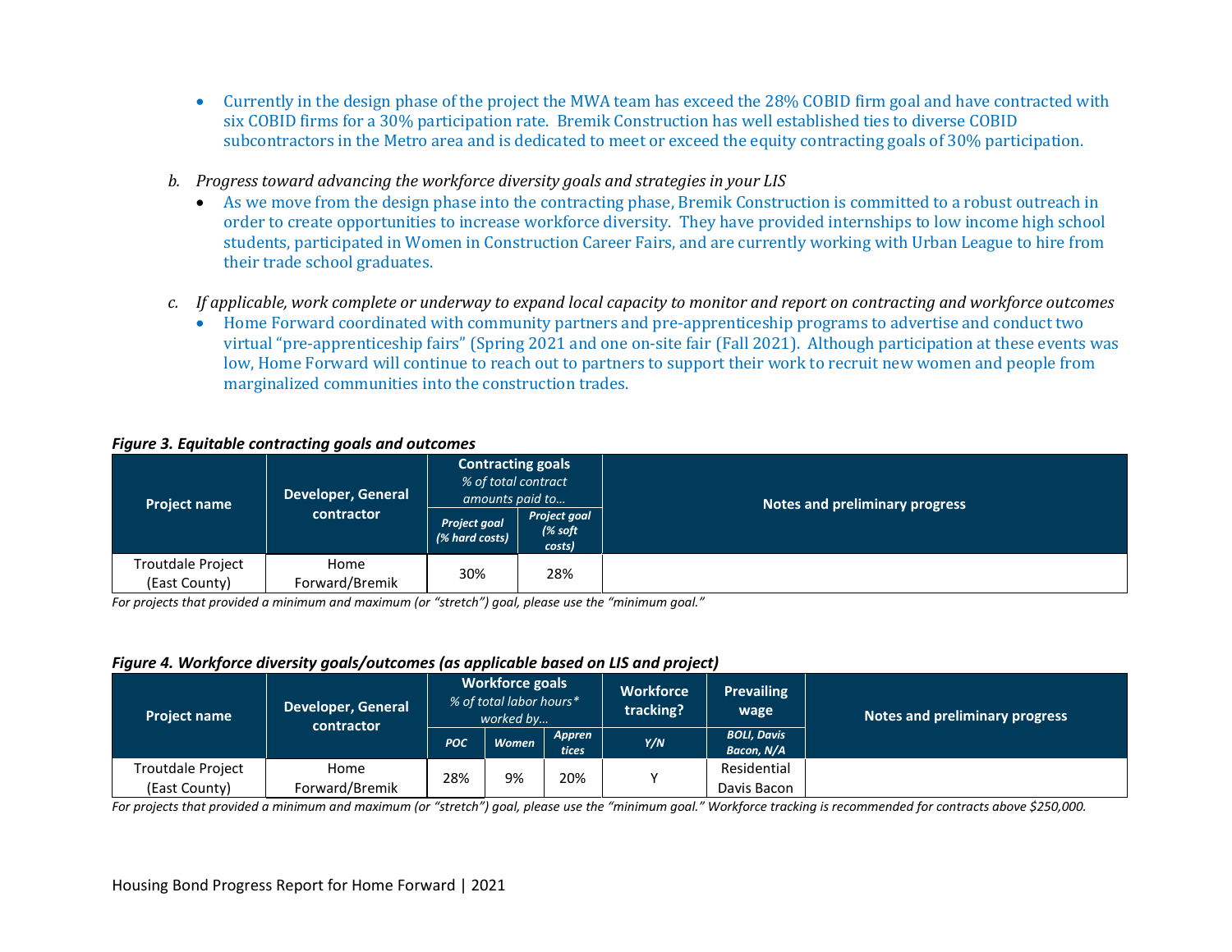- Currently in the design phase of the project the MWA team has exceed the 28% COBID firm goal and have contracted with six COBID firms for a 30% participation rate. Bremik Construction has well established ties to diverse COBID subcontractors in the Metro area and is dedicated to meet or exceed the equity contracting goals of 30% participation.

b. *Progress toward advancing the workforce diversity goals and strategies in your LIS*
   - As we move from the design phase into the contracting phase, Bremik Construction is committed to a robust outreach in order to create opportunities to increase workforce diversity. They have provided internships to low income high school students, participated in Women in Construction Career Fairs, and are currently working with Urban League to hire from their trade school graduates.

c. *If applicable, work complete or underway to expand local capacity to monitor and report on contracting and workforce outcomes*
   - Home Forward coordinated with community partners and pre-apprenticeship programs to advertise and conduct two virtual "pre-apprenticeship fairs" (Spring 2021 and one on-site fair (Fall 2021). Although participation at these events was low, Home Forward will continue to reach out to partners to support their work to recruit new women and people from marginalized communities into the construction trades.

***Figure 3. Equitable contracting goals and outcomes***

| Project name | Developer, General contractor | Contracting goals *% of total contract amounts paid to…* | | Notes and preliminary progress |
|---|---|---|---|---|
| | | *Project goal (% hard costs)* | *Project goal (% soft costs)* | |
| Troutdale Project (East County) | Home Forward/Bremik | 30% | 28% | |

*For projects that provided a minimum and maximum (or "stretch") goal, please use the "minimum goal."*

***Figure 4. Workforce diversity goals/outcomes (as applicable based on LIS and project)***

| Project name | Developer, General contractor | Workforce goals *% of total labor hours\* worked by…* | | | Workforce tracking? | Prevailing wage | Notes and preliminary progress |
|---|---|---|---|---|---|---|---|
| | | *POC* | *Women* | *Apprentices* | *Y/N* | *BOLI, Davis Bacon, N/A* | |
| Troutdale Project (East County) | Home Forward/Bremik | 28% | 9% | 20% | Y | Residential Davis Bacon | |

*For projects that provided a minimum and maximum (or "stretch") goal, please use the "minimum goal." Workforce tracking is recommended for contracts above $250,000.*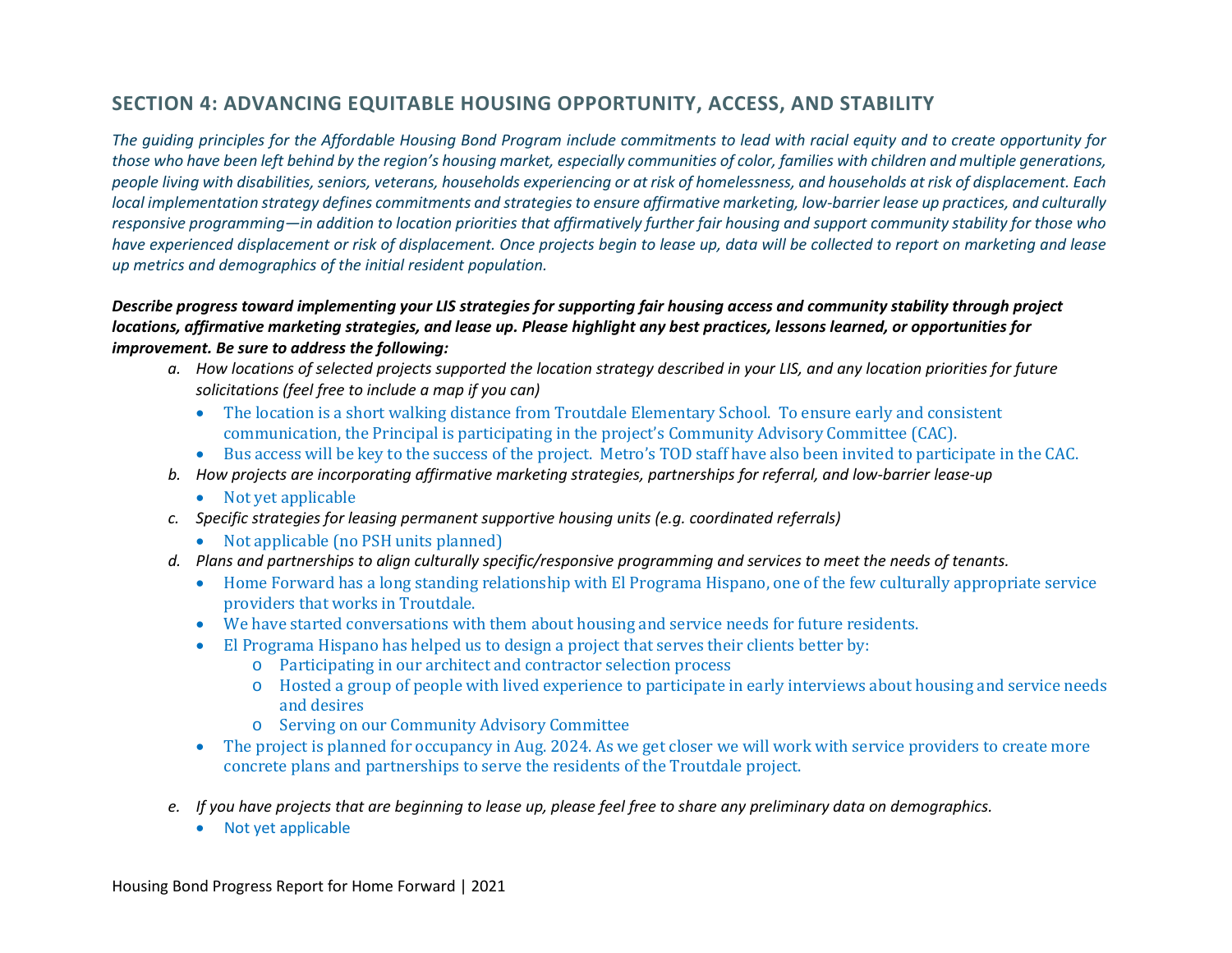## SECTION 4: ADVANCING EQUITABLE HOUSING OPPORTUNITY, ACCESS, AND STABILITY

*The guiding principles for the Affordable Housing Bond Program include commitments to lead with racial equity and to create opportunity for those who have been left behind by the region's housing market, especially communities of color, families with children and multiple generations, people living with disabilities, seniors, veterans, households experiencing or at risk of homelessness, and households at risk of displacement. Each local implementation strategy defines commitments and strategies to ensure affirmative marketing, low-barrier lease up practices, and culturally responsive programming—in addition to location priorities that affirmatively further fair housing and support community stability for those who have experienced displacement or risk of displacement. Once projects begin to lease up, data will be collected to report on marketing and lease up metrics and demographics of the initial resident population.*

***Describe progress toward implementing your LIS strategies for supporting fair housing access and community stability through project locations, affirmative marketing strategies, and lease up. Please highlight any best practices, lessons learned, or opportunities for improvement. Be sure to address the following:***

a. *How locations of selected projects supported the location strategy described in your LIS, and any location priorities for future solicitations (feel free to include a map if you can)*
   - The location is a short walking distance from Troutdale Elementary School. To ensure early and consistent communication, the Principal is participating in the project's Community Advisory Committee (CAC).
   - Bus access will be key to the success of the project. Metro's TOD staff have also been invited to participate in the CAC.

b. *How projects are incorporating affirmative marketing strategies, partnerships for referral, and low-barrier lease-up*
   - Not yet applicable

c. *Specific strategies for leasing permanent supportive housing units (e.g. coordinated referrals)*
   - Not applicable (no PSH units planned)

d. *Plans and partnerships to align culturally specific/responsive programming and services to meet the needs of tenants.*
   - Home Forward has a long standing relationship with El Programa Hispano, one of the few culturally appropriate service providers that works in Troutdale.
   - We have started conversations with them about housing and service needs for future residents.
   - El Programa Hispano has helped us to design a project that serves their clients better by:
     - Participating in our architect and contractor selection process
     - Hosted a group of people with lived experience to participate in early interviews about housing and service needs and desires
     - Serving on our Community Advisory Committee
   - The project is planned for occupancy in Aug. 2024. As we get closer we will work with service providers to create more concrete plans and partnerships to serve the residents of the Troutdale project.

e. *If you have projects that are beginning to lease up, please feel free to share any preliminary data on demographics.*
   - Not yet applicable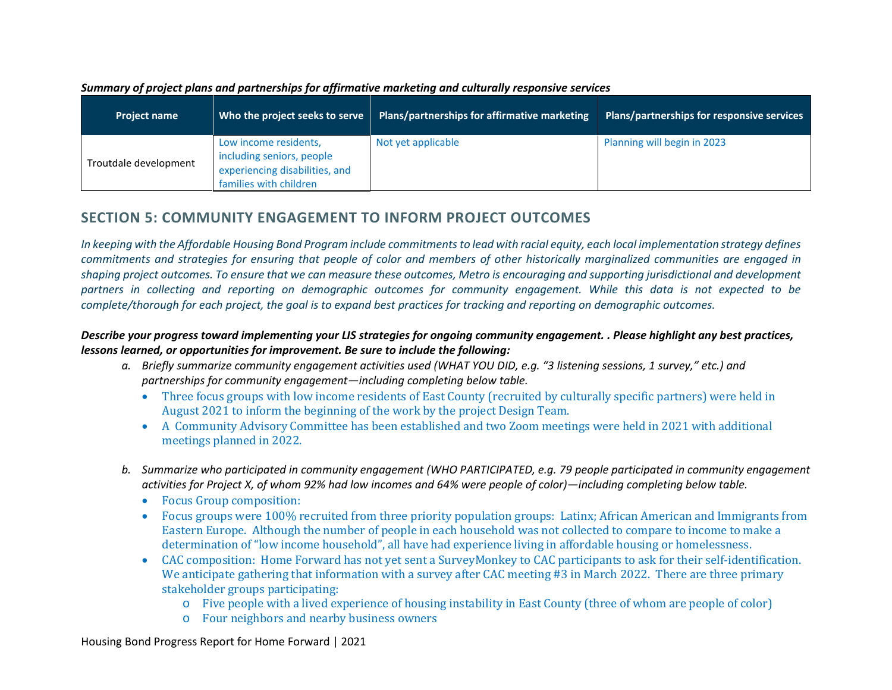***Summary of project plans and partnerships for affirmative marketing and culturally responsive services***

| Project name | Who the project seeks to serve | Plans/partnerships for affirmative marketing | Plans/partnerships for responsive services |
| --- | --- | --- | --- |
| Troutdale development | Low income residents, including seniors, people experiencing disabilities, and families with children | Not yet applicable | Planning will begin in 2023 |

## SECTION 5: COMMUNITY ENGAGEMENT TO INFORM PROJECT OUTCOMES

*In keeping with the Affordable Housing Bond Program include commitments to lead with racial equity, each local implementation strategy defines commitments and strategies for ensuring that people of color and members of other historically marginalized communities are engaged in shaping project outcomes. To ensure that we can measure these outcomes, Metro is encouraging and supporting jurisdictional and development partners in collecting and reporting on demographic outcomes for community engagement. While this data is not expected to be complete/thorough for each project, the goal is to expand best practices for tracking and reporting on demographic outcomes.*

***Describe your progress toward implementing your LIS strategies for ongoing community engagement. . Please highlight any best practices, lessons learned, or opportunities for improvement. Be sure to include the following:***

a. *Briefly summarize community engagement activities used (WHAT YOU DID, e.g. "3 listening sessions, 1 survey," etc.) and partnerships for community engagement—including completing below table.*
   - Three focus groups with low income residents of East County (recruited by culturally specific partners) were held in August 2021 to inform the beginning of the work by the project Design Team.
   - A Community Advisory Committee has been established and two Zoom meetings were held in 2021 with additional meetings planned in 2022.

b. *Summarize who participated in community engagement (WHO PARTICIPATED, e.g. 79 people participated in community engagement activities for Project X, of whom 92% had low incomes and 64% were people of color)—including completing below table.*
   - Focus Group composition:
   - Focus groups were 100% recruited from three priority population groups: Latinx; African American and Immigrants from Eastern Europe. Although the number of people in each household was not collected to compare to income to make a determination of "low income household", all have had experience living in affordable housing or homelessness.
   - CAC composition: Home Forward has not yet sent a SurveyMonkey to CAC participants to ask for their self-identification. We anticipate gathering that information with a survey after CAC meeting #3 in March 2022. There are three primary stakeholder groups participating:
     - Five people with a lived experience of housing instability in East County (three of whom are people of color)
     - Four neighbors and nearby business owners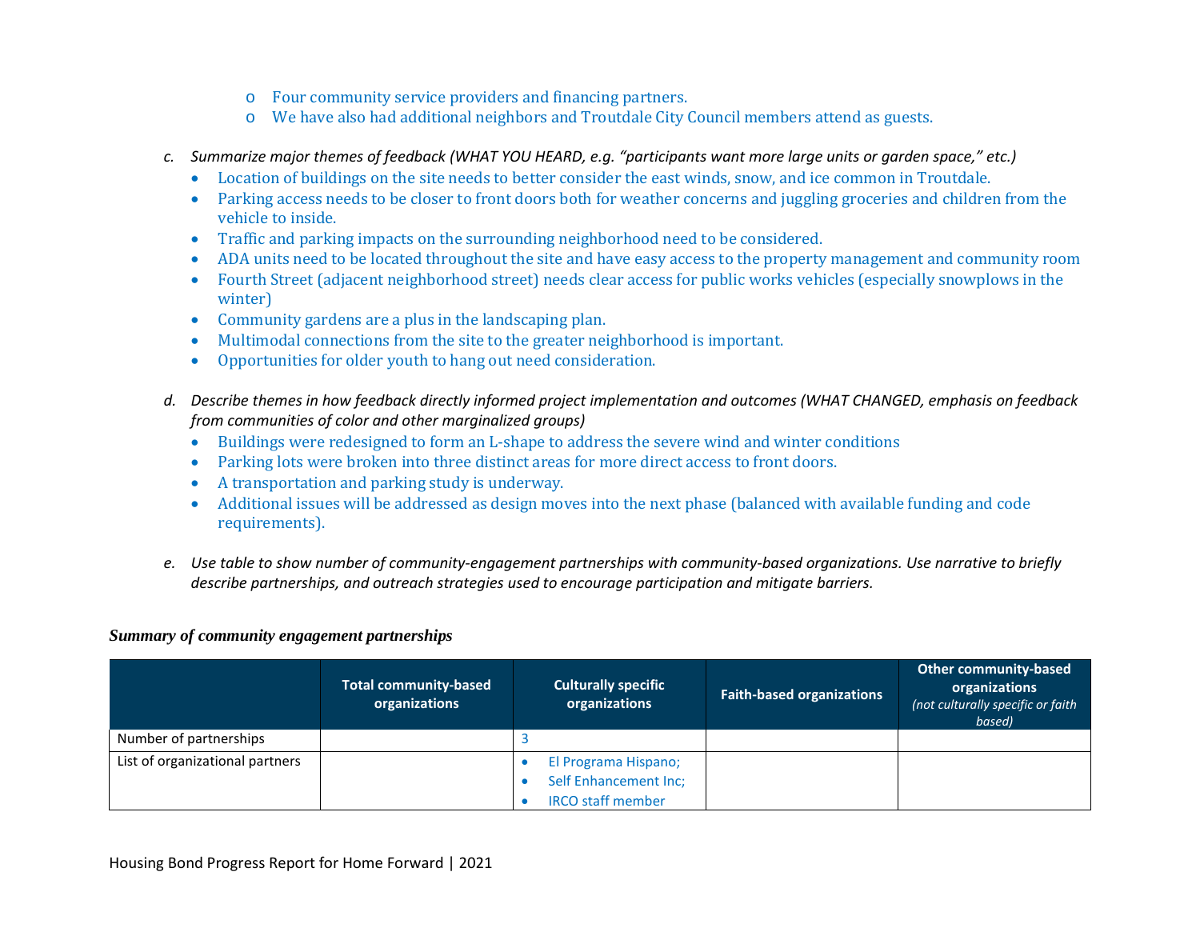- Four community service providers and financing partners.
- We have also had additional neighbors and Troutdale City Council members attend as guests.

*c. Summarize major themes of feedback (WHAT YOU HEARD, e.g. "participants want more large units or garden space," etc.)*

- Location of buildings on the site needs to better consider the east winds, snow, and ice common in Troutdale.
- Parking access needs to be closer to front doors both for weather concerns and juggling groceries and children from the vehicle to inside.
- Traffic and parking impacts on the surrounding neighborhood need to be considered.
- ADA units need to be located throughout the site and have easy access to the property management and community room
- Fourth Street (adjacent neighborhood street) needs clear access for public works vehicles (especially snowplows in the winter)
- Community gardens are a plus in the landscaping plan.
- Multimodal connections from the site to the greater neighborhood is important.
- Opportunities for older youth to hang out need consideration.

*d. Describe themes in how feedback directly informed project implementation and outcomes (WHAT CHANGED, emphasis on feedback from communities of color and other marginalized groups)*

- Buildings were redesigned to form an L-shape to address the severe wind and winter conditions
- Parking lots were broken into three distinct areas for more direct access to front doors.
- A transportation and parking study is underway.
- Additional issues will be addressed as design moves into the next phase (balanced with available funding and code requirements).

*e. Use table to show number of community-engagement partnerships with community-based organizations. Use narrative to briefly describe partnerships, and outreach strategies used to encourage participation and mitigate barriers.*

***Summary of community engagement partnerships***

| | Total community-based organizations | Culturally specific organizations | Faith-based organizations | Other community-based organizations *(not culturally specific or faith based)* |
|---|---|---|---|---|
| Number of partnerships | | 3 | | |
| List of organizational partners | | • El Programa Hispano; • Self Enhancement Inc; • IRCO staff member | | |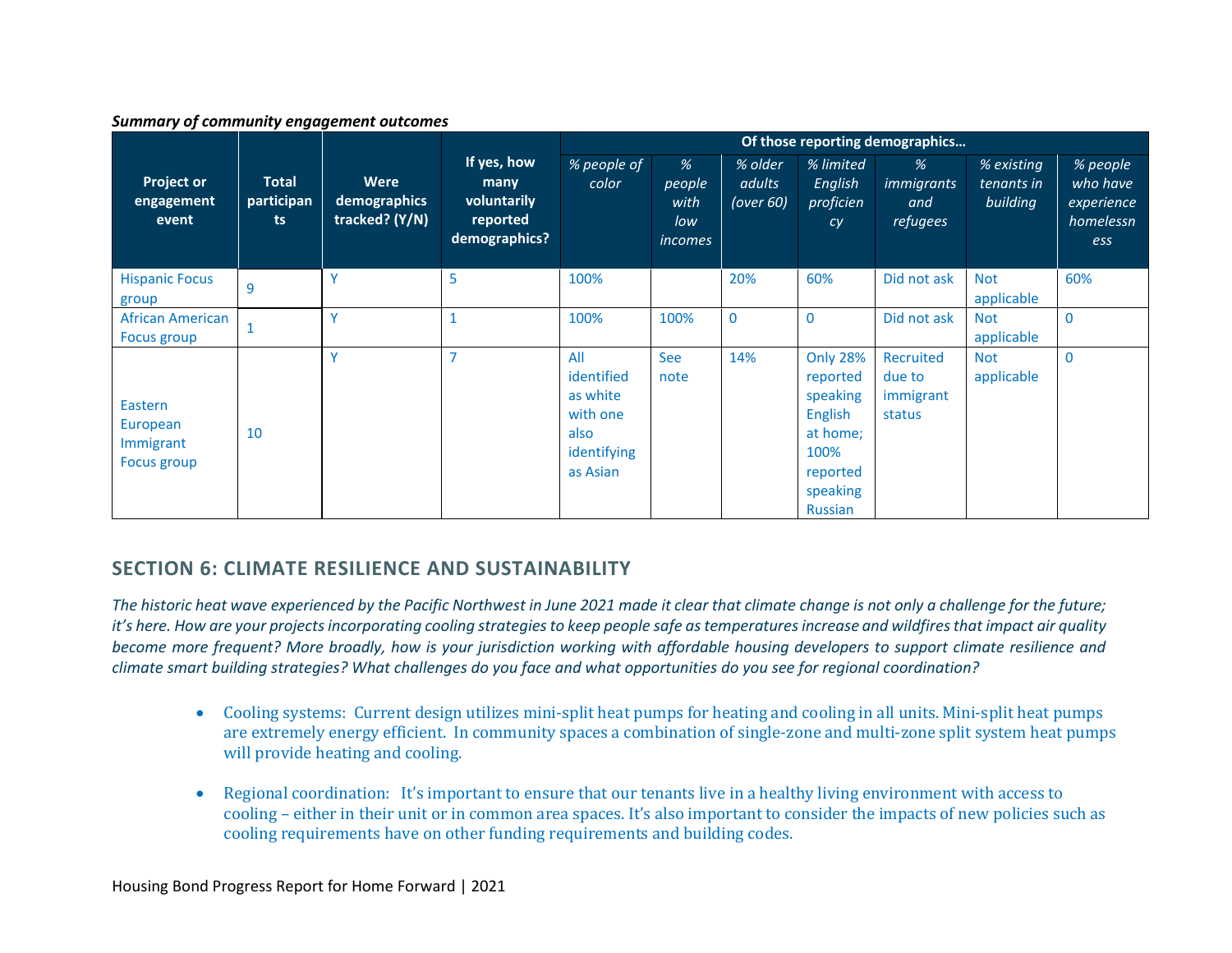***Summary of community engagement outcomes***

| Project or engagement event | Total participants | Were demographics tracked? (Y/N) | If yes, how many voluntarily reported demographics? | Of those reporting demographics… | | | | | | |
|---|---|---|---|---|---|---|---|---|---|---|
| | | | | *% people of color* | *% people with low incomes* | *% older adults (over 60)* | *% limited English proficiency* | *% immigrants and refugees* | *% existing tenants in building* | *% people who have experience homelessness* |
| Hispanic Focus group | 9 | Y | 5 | 100% | | 20% | 60% | Did not ask | Not applicable | 60% |
| African American Focus group | 1 | Y | 1 | 100% | 100% | 0 | 0 | Did not ask | Not applicable | 0 |
| Eastern European Immigrant Focus group | 10 | Y | 7 | All identified as white with one also identifying as Asian | See note | 14% | Only 28% reported speaking English at home; 100% reported speaking Russian | Recruited due to immigrant status | Not applicable | 0 |

## SECTION 6: CLIMATE RESILIENCE AND SUSTAINABILITY

*The historic heat wave experienced by the Pacific Northwest in June 2021 made it clear that climate change is not only a challenge for the future; it's here. How are your projects incorporating cooling strategies to keep people safe as temperatures increase and wildfires that impact air quality become more frequent? More broadly, how is your jurisdiction working with affordable housing developers to support climate resilience and climate smart building strategies? What challenges do you face and what opportunities do you see for regional coordination?*

- Cooling systems: Current design utilizes mini-split heat pumps for heating and cooling in all units. Mini-split heat pumps are extremely energy efficient. In community spaces a combination of single-zone and multi-zone split system heat pumps will provide heating and cooling.

- Regional coordination: It's important to ensure that our tenants live in a healthy living environment with access to cooling – either in their unit or in common area spaces. It's also important to consider the impacts of new policies such as cooling requirements have on other funding requirements and building codes.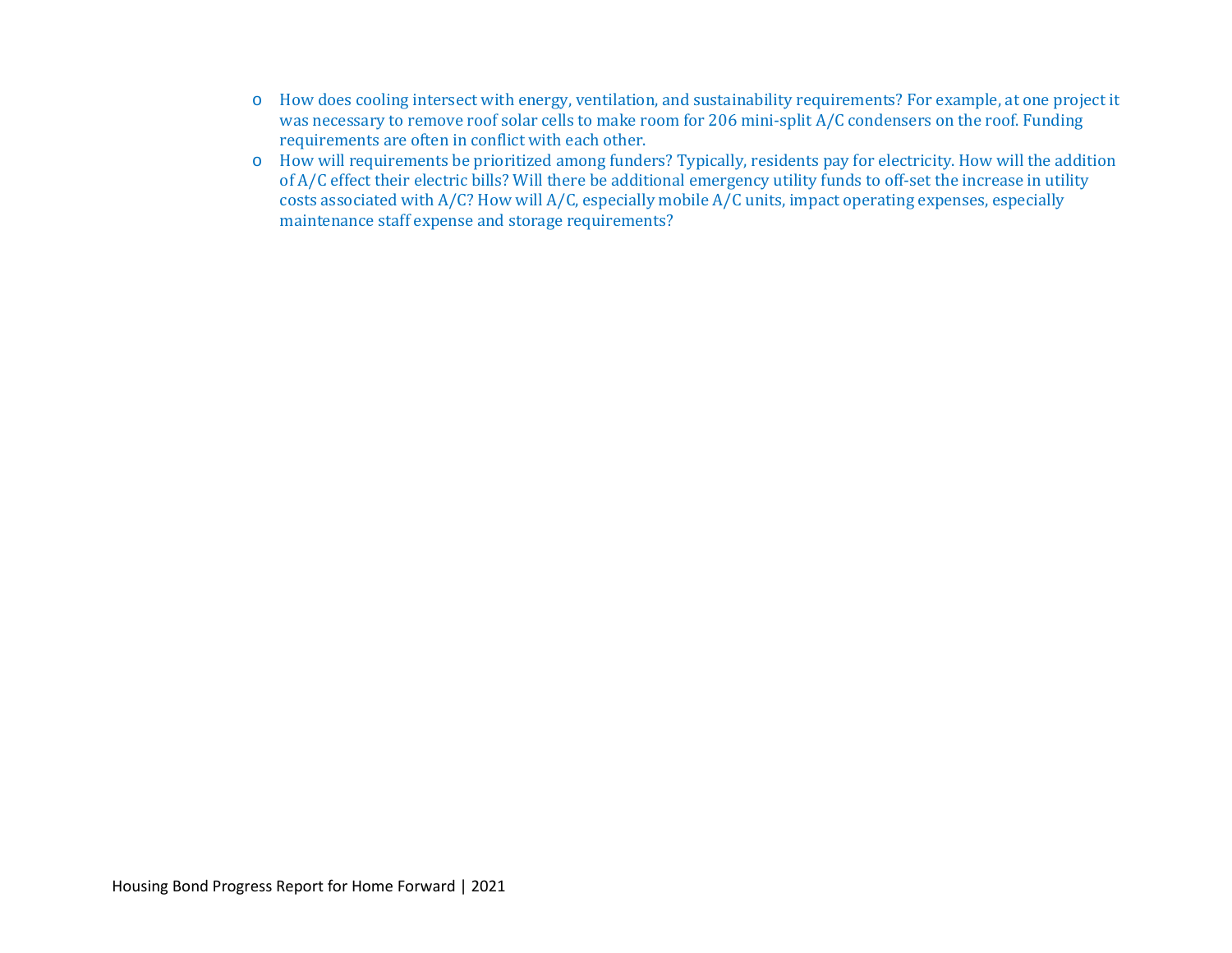- How does cooling intersect with energy, ventilation, and sustainability requirements? For example, at one project it was necessary to remove roof solar cells to make room for 206 mini-split A/C condensers on the roof. Funding requirements are often in conflict with each other.
- How will requirements be prioritized among funders? Typically, residents pay for electricity. How will the addition of A/C effect their electric bills? Will there be additional emergency utility funds to off-set the increase in utility costs associated with A/C? How will A/C, especially mobile A/C units, impact operating expenses, especially maintenance staff expense and storage requirements?